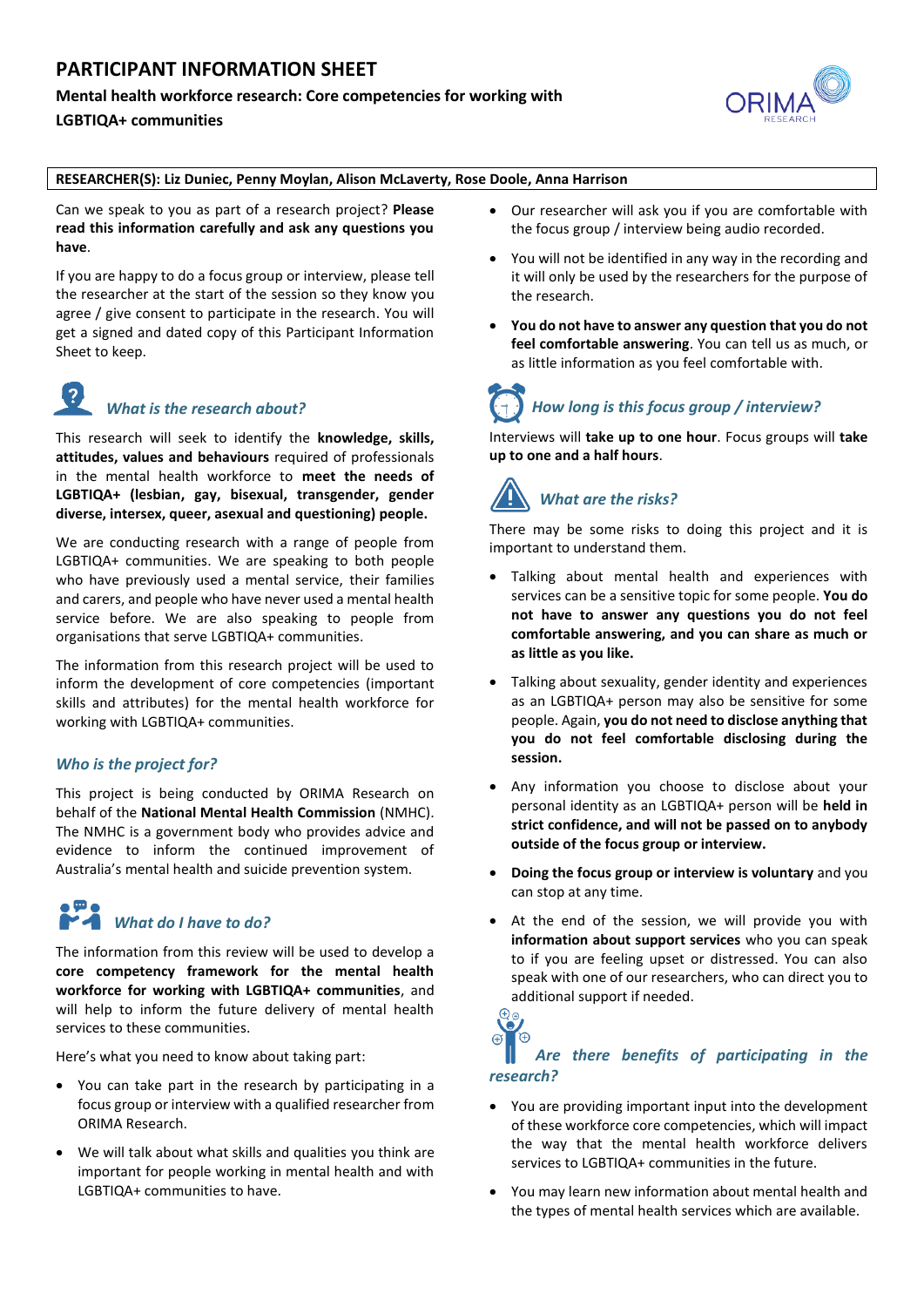# PARTICIPANT INFORMATION SHEET

## Mental health workforce research: Core competencies for working with LGBTIQA+ communities

**RESEARCHER(S): Liz Duniec, Penny Moylan, Alison McLaverty, Rose Doole, Anna Harrison**

Can we speak to you as part of a research project? **Please read this information carefully and ask any questions you have**.

If you are happy to do a focus group or interview, please tell the researcher at the start of the session so they know you agree / give consent to participate in the research. You will get a signed and dated copy of this Participant Information Sheet to keep.

### *What is the research about?*

This research will seek to identify the **knowledge, skills, attitudes, values and behaviours** required of professionals in the mental health workforce to **meet the needs of LGBTIQA+ (lesbian, gay, bisexual, transgender, gender diverse, intersex, queer, asexual and questioning) people.**

We are conducting research with a range of people from LGBTIQA+ communities. We are speaking to both people who have previously used a mental service, their families and carers, and people who have never used a mental health service before. We are also speaking to people from organisations that serve LGBTIQA+ communities.

The information from this research project will be used to inform the development of core competencies (important skills and attributes) for the mental health workforce for working with LGBTIQA+ communities.

### *Who is the project for?*

This project is being conducted by ORIMA Research on behalf of the **National Mental Health Commission** (NMHC). The NMHC is a government body who provides advice and evidence to inform the continued improvement of Australia's mental health and suicide prevention system.

### *What do I have to do?*

The information from this review will be used to develop a **core competency framework for the mental health workforce for working with LGBTIQA+ communities**, and will help to inform the future delivery of mental health services to these communities.

Here's what you need to know about taking part:

- You can take part in the research by participating in a focus group or interview with a qualified researcher from ORIMA Research.
- We will talk about what skills and qualities you think are important for people working in mental health and with LGBTIQA+ communities to have.
- Our researcher will ask you if you are comfortable with the focus group / interview being audio recorded.
- You will not be identified in any way in the recording and it will only be used by the researchers for the purpose of the research.
- **You do not have to answer any question that you do not feel comfortable answering**. You can tell us as much, or as little information as you feel comfortable with.

### *How long is this focus group / interview?*

Interviews will **take up to one hour**. Focus groups will **take up to one and a half hours**.

### *What are the risks?*

There may be some risks to doing this project and it is important to understand them.

- Talking about mental health and experiences with services can be a sensitive topic for some people. **You do not have to answer any questions you do not feel comfortable answering, and you can share as much or as little as you like.**
- Talking about sexuality, gender identity and experiences as an LGBTIQA+ person may also be sensitive for some people. Again, **you do not need to disclose anything that you do not feel comfortable disclosing during the session.**
- Any information you choose to disclose about your personal identity as an LGBTIQA+ person will be **held in strict confidence, and will not be passed on to anybody outside of the focus group or interview.**
- **Doing the focus group or interview is voluntary** and you can stop at any time.
- At the end of the session, we will provide you with **information about support services** who you can speak to if you are feeling upset or distressed. You can also speak with one of our researchers, who can direct you to additional support if needed.

### *Are there benefits of participating in the research?*

- You are providing important input into the development of these workforce core competencies, which will impact the way that the mental health workforce delivers services to LGBTIQA+ communities in the future.
- You may learn new information about mental health and the types of mental health services which are available.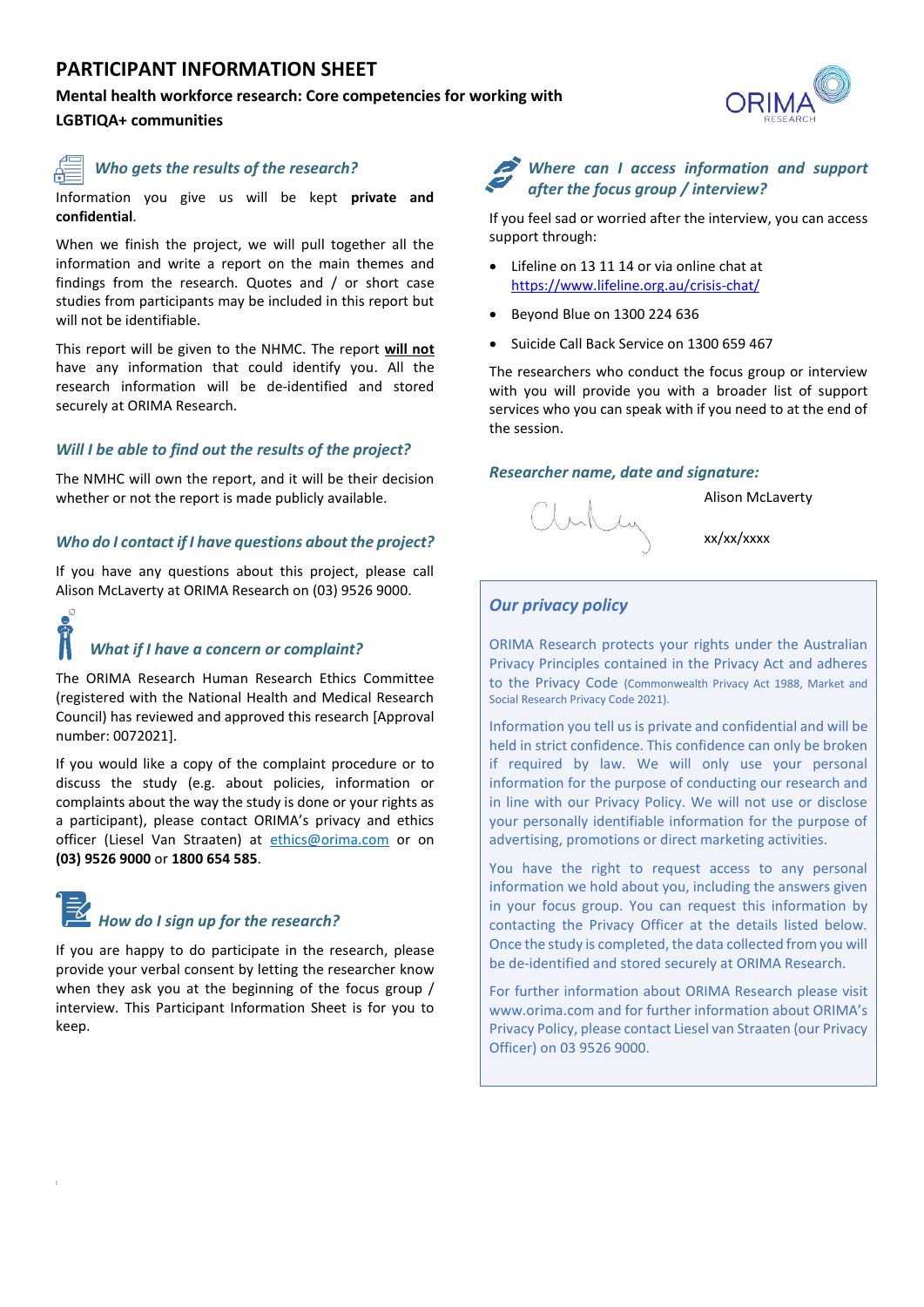# PARTICIPANT INFORMATION SHEET

**Mental health workforce research: Core competencies for working with LGBTIQA+ communities**

### *Who gets the results of the research?*

Information you give us will be kept **private and confidential**.

When we finish the project, we will pull together all the information and write a report on the main themes and findings from the research. Quotes and / or short case studies from participants may be included in this report but will not be identifiable.

This report will be given to the NHMC. The report **will not** have any information that could identify you. All the research information will be de-identified and stored securely at ORIMA Research.

### *Will I be able to find out the results of the project?*

The NMHC will own the report, and it will be their decision whether or not the report is made publicly available.

### *Who do I contact if I have questions about the project?*

If you have any questions about this project, please call Alison McLaverty at ORIMA Research on (03) 9526 9000.

### *What if I have a concern or complaint?*

The ORIMA Research Human Research Ethics Committee (registered with the National Health and Medical Research Council) has reviewed and approved this research [Approval number: 0072021].

If you would like a copy of the complaint procedure or to discuss the study (e.g. about policies, information or complaints about the way the study is done or your rights as a participant), please contact ORIMA's privacy and ethics officer (Liesel Van Straaten) at ethics@orima.com or on **(03) 9526 9000** or **1800 654 585**.

### *How do I sign up for the research?*

If you are happy to do participate in the research, please provide your verbal consent by letting the researcher know when they ask you at the beginning of the focus group / interview. This Participant Information Sheet is for you to keep.

### *Where can I access information and support after the focus group / interview?*

If you feel sad or worried after the interview, you can access support through:

- Lifeline on 13 11 14 or via online chat at https://www.lifeline.org.au/crisis-chat/
- Beyond Blue on 1300 224 636
- Suicide Call Back Service on 1300 659 467

The researchers who conduct the focus group or interview with you will provide you with a broader list of support services who you can speak with if you need to at the end of the session.

### *Researcher name, date and signature:*

Alison McLaverty

xx/xx/xxxx

### *Our privacy policy*

ORIMA Research protects your rights under the Australian Privacy Principles contained in the Privacy Act and adheres to the Privacy Code (Commonwealth Privacy Act 1988, Market and Social Research Privacy Code 2021).

Information you tell us is private and confidential and will be held in strict confidence. This confidence can only be broken if required by law. We will only use your personal information for the purpose of conducting our research and in line with our Privacy Policy. We will not use or disclose your personally identifiable information for the purpose of advertising, promotions or direct marketing activities.

You have the right to request access to any personal information we hold about you, including the answers given in your focus group. You can request this information by contacting the Privacy Officer at the details listed below. Once the study is completed, the data collected from you will be de-identified and stored securely at ORIMA Research.

For further information about ORIMA Research please visit www.orima.com and for further information about ORIMA's Privacy Policy, please contact Liesel van Straaten (our Privacy Officer) on 03 9526 9000.